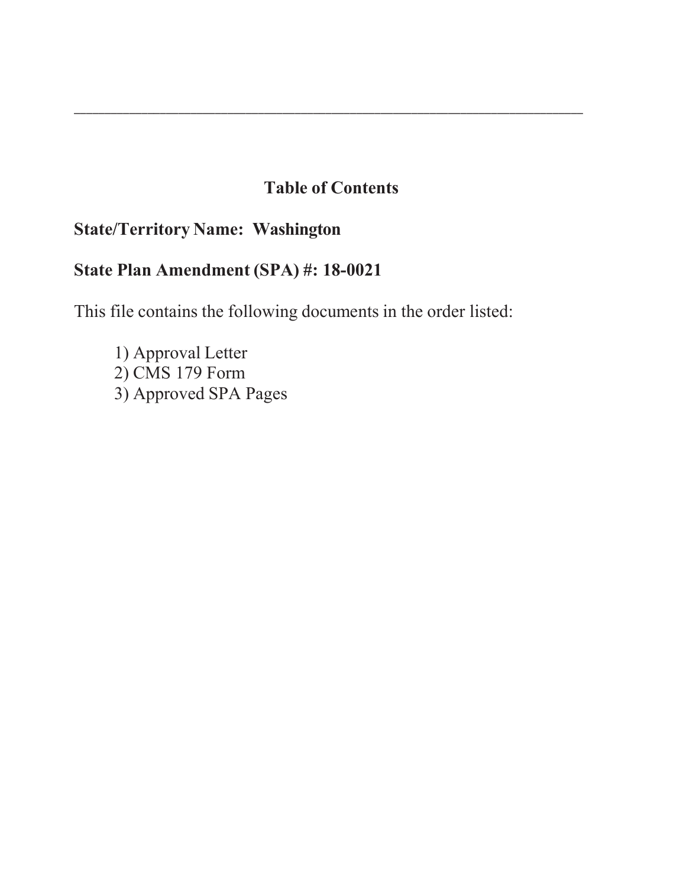---

## Table of Contents

**State/Territory Name: Washington**

**State Plan Amendment (SPA) #: 18-0021**

This file contains the following documents in the order listed:

1) Approval Letter
2) CMS 179 Form
3) Approved SPA Pages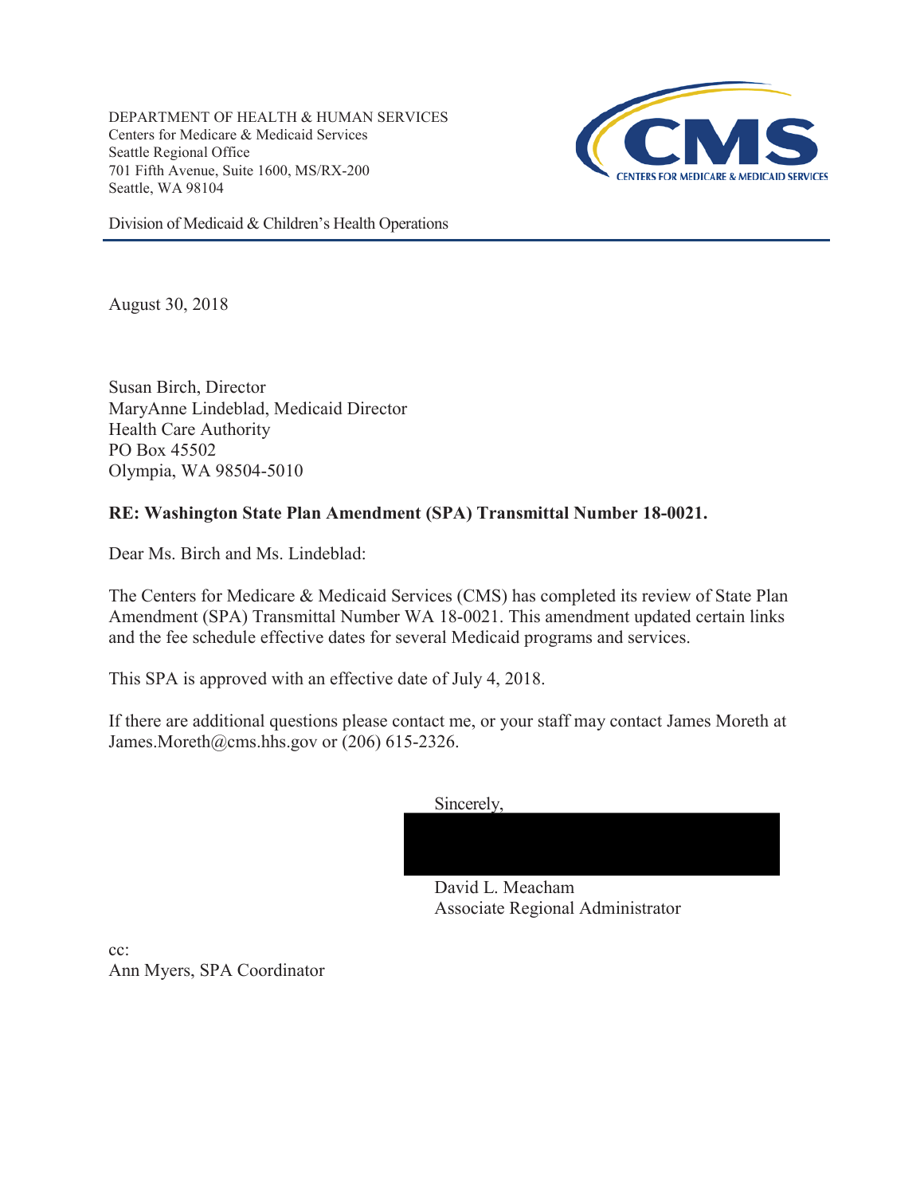DEPARTMENT OF HEALTH & HUMAN SERVICES
Centers for Medicare & Medicaid Services
Seattle Regional Office
701 Fifth Avenue, Suite 1600, MS/RX-200
Seattle, WA 98104

Division of Medicaid & Children's Health Operations

August 30, 2018

Susan Birch, Director
MaryAnne Lindeblad, Medicaid Director
Health Care Authority
PO Box 45502
Olympia, WA 98504-5010

**RE: Washington State Plan Amendment (SPA) Transmittal Number 18-0021.**

Dear Ms. Birch and Ms. Lindeblad:

The Centers for Medicare & Medicaid Services (CMS) has completed its review of State Plan Amendment (SPA) Transmittal Number WA 18-0021. This amendment updated certain links and the fee schedule effective dates for several Medicaid programs and services.

This SPA is approved with an effective date of July 4, 2018.

If there are additional questions please contact me, or your staff may contact James Moreth at James.Moreth@cms.hhs.gov or (206) 615-2326.

Sincerely,

David L. Meacham
Associate Regional Administrator

cc:
Ann Myers, SPA Coordinator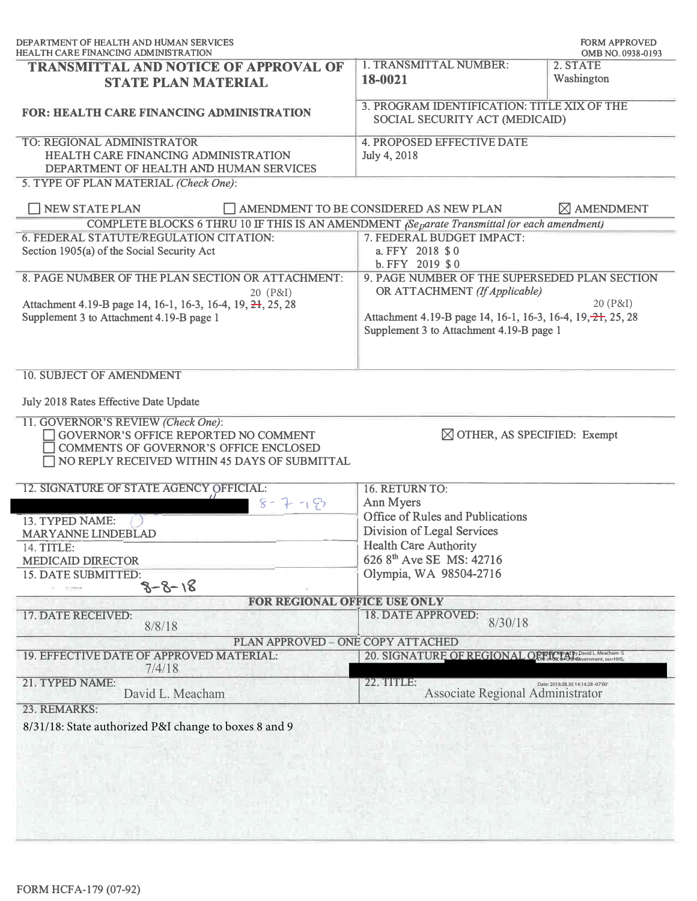DEPARTMENT OF HEALTH AND HUMAN SERVICES
HEALTH CARE FINANCING ADMINISTRATION

FORM APPROVED
OMB NO. 0938-0193

# TRANSMITTAL AND NOTICE OF APPROVAL OF STATE PLAN MATERIAL

**FOR: HEALTH CARE FINANCING ADMINISTRATION**

| | |
|---|---|
| 1. TRANSMITTAL NUMBER: **18-0021** | 2. STATE Washington |
| 3. PROGRAM IDENTIFICATION: TITLE XIX OF THE SOCIAL SECURITY ACT (MEDICAID) | |

TO: REGIONAL ADMINISTRATOR
HEALTH CARE FINANCING ADMINISTRATION
DEPARTMENT OF HEALTH AND HUMAN SERVICES

4. PROPOSED EFFECTIVE DATE
July 4, 2018

5. TYPE OF PLAN MATERIAL *(Check One)*:

☐ NEW STATE PLAN ☐ AMENDMENT TO BE CONSIDERED AS NEW PLAN ☒ AMENDMENT

COMPLETE BLOCKS 6 THRU 10 IF THIS IS AN AMENDMENT *(Separate Transmittal for each amendment)*

| 6. FEDERAL STATUTE/REGULATION CITATION: | 7. FEDERAL BUDGET IMPACT: |
|---|---|
| Section 1905(a) of the Social Security Act | a. FFY 2018 $ 0<br>b. FFY 2019 $ 0 |
| 8. PAGE NUMBER OF THE PLAN SECTION OR ATTACHMENT: | 9. PAGE NUMBER OF THE SUPERSEDED PLAN SECTION OR ATTACHMENT *(If Applicable)* |
| Attachment 4.19-B page 14, 16-1, 16-3, 16-4, 19, ~~21~~ 20 (P&I), 25, 28<br>Supplement 3 to Attachment 4.19-B page 1 | Attachment 4.19-B page 14, 16-1, 16-3, 16-4, 19, ~~21~~ 20 (P&I), 25, 28<br>Supplement 3 to Attachment 4.19-B page 1 |

10. SUBJECT OF AMENDMENT

July 2018 Rates Effective Date Update

11. GOVERNOR'S REVIEW *(Check One)*:
☐ GOVERNOR'S OFFICE REPORTED NO COMMENT
☐ COMMENTS OF GOVERNOR'S OFFICE ENCLOSED
☐ NO REPLY RECEIVED WITHIN 45 DAYS OF SUBMITTAL
☒ OTHER, AS SPECIFIED: Exempt

| | |
|---|---|
| 12. SIGNATURE OF STATE AGENCY OFFICIAL: [REDACTED] 8-7-18 | 16. RETURN TO: |
| 13. TYPED NAME: MARYANNE LINDEBLAD | Ann Myers<br>Office of Rules and Publications<br>Division of Legal Services<br>Health Care Authority<br>626 8th Ave SE MS: 42716<br>Olympia, WA 98504-2716 |
| 14. TITLE: MEDICAID DIRECTOR | |
| 15. DATE SUBMITTED: 8-8-18 | |

**FOR REGIONAL OFFICE USE ONLY**

| | |
|---|---|
| 17. DATE RECEIVED: 8/8/18 | 18. DATE APPROVED: 8/30/18 |

PLAN APPROVED – ONE COPY ATTACHED

| | |
|---|---|
| 19. EFFECTIVE DATE OF APPROVED MATERIAL: 7/4/18 | 20. SIGNATURE OF REGIONAL OFFICIAL: [REDACTED] Digitally signed by David L. Meacham -S Date: 2018.08.30 14:14:28 -07'00' |
| 21. TYPED NAME: David L. Meacham | 22. TITLE: Associate Regional Administrator |

23. REMARKS:
8/31/18: State authorized P&I change to boxes 8 and 9

FORM HCFA-179 (07-92)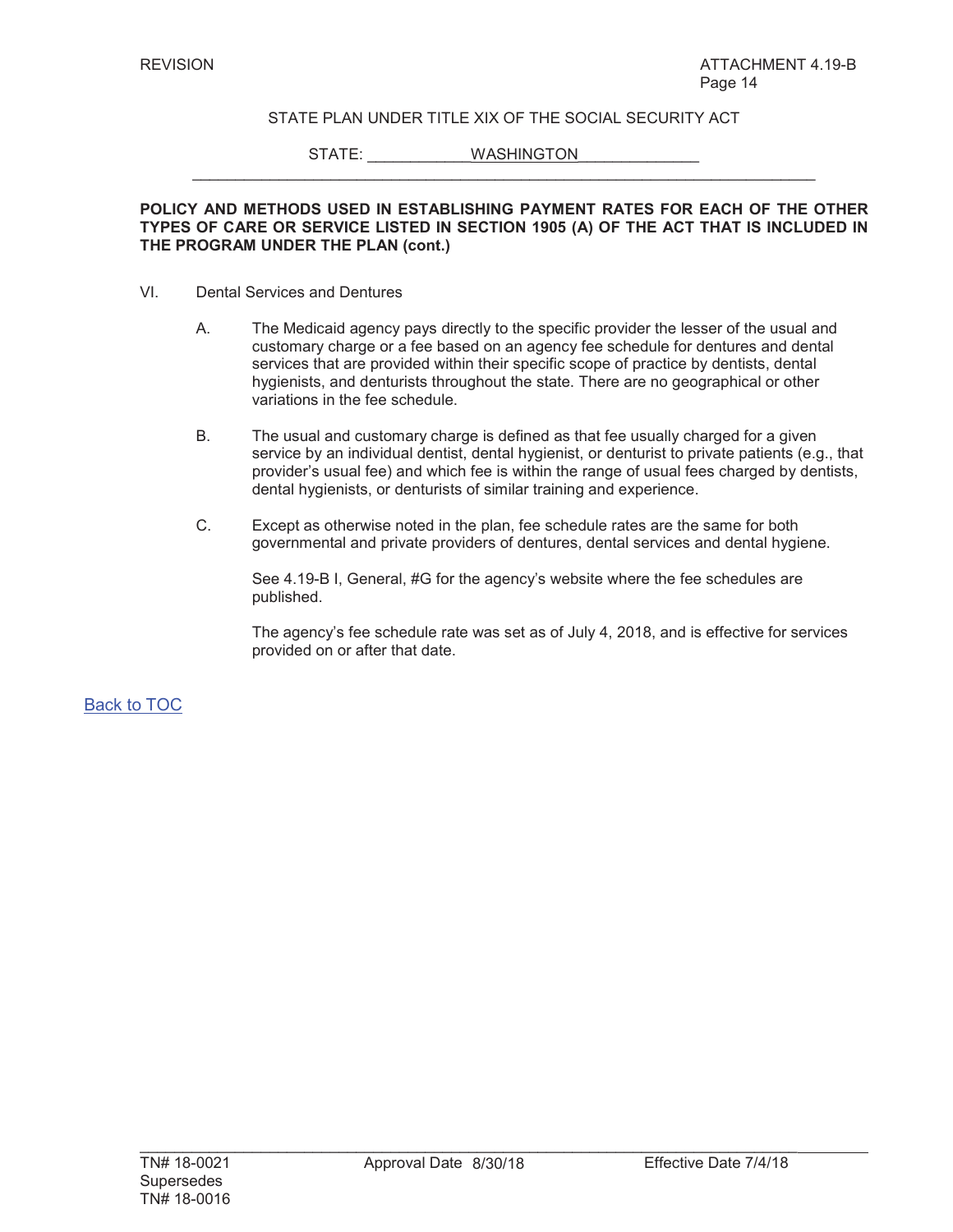STATE PLAN UNDER TITLE XIX OF THE SOCIAL SECURITY ACT

STATE: WASHINGTON

**POLICY AND METHODS USED IN ESTABLISHING PAYMENT RATES FOR EACH OF THE OTHER TYPES OF CARE OR SERVICE LISTED IN SECTION 1905 (A) OF THE ACT THAT IS INCLUDED IN THE PROGRAM UNDER THE PLAN (cont.)**

VI. Dental Services and Dentures

A. The Medicaid agency pays directly to the specific provider the lesser of the usual and customary charge or a fee based on an agency fee schedule for dentures and dental services that are provided within their specific scope of practice by dentists, dental hygienists, and denturists throughout the state. There are no geographical or other variations in the fee schedule.

B. The usual and customary charge is defined as that fee usually charged for a given service by an individual dentist, dental hygienist, or denturist to private patients (e.g., that provider's usual fee) and which fee is within the range of usual fees charged by dentists, dental hygienists, or denturists of similar training and experience.

C. Except as otherwise noted in the plan, fee schedule rates are the same for both governmental and private providers of dentures, dental services and dental hygiene.

See 4.19-B I, General, #G for the agency's website where the fee schedules are published.

The agency's fee schedule rate was set as of July 4, 2018, and is effective for services provided on or after that date.

Back to TOC

TN# 18-0021 Approval Date 8/30/18 Effective Date 7/4/18
Supersedes
TN# 18-0016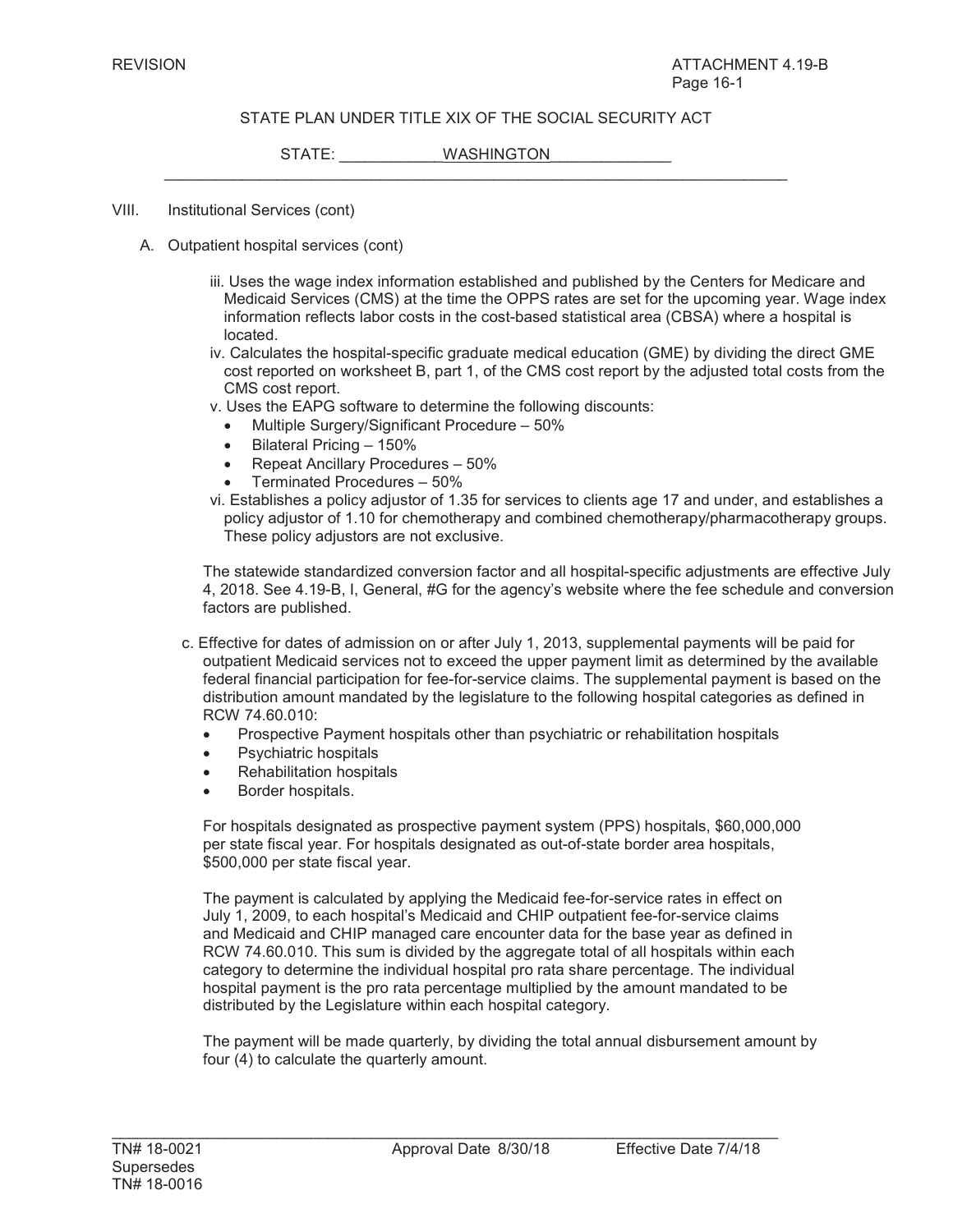STATE PLAN UNDER TITLE XIX OF THE SOCIAL SECURITY ACT

STATE: WASHINGTON

VIII. Institutional Services (cont)

A. Outpatient hospital services (cont)

iii. Uses the wage index information established and published by the Centers for Medicare and Medicaid Services (CMS) at the time the OPPS rates are set for the upcoming year. Wage index information reflects labor costs in the cost-based statistical area (CBSA) where a hospital is located.

iv. Calculates the hospital-specific graduate medical education (GME) by dividing the direct GME cost reported on worksheet B, part 1, of the CMS cost report by the adjusted total costs from the CMS cost report.

v. Uses the EAPG software to determine the following discounts:

- Multiple Surgery/Significant Procedure – 50%
- Bilateral Pricing – 150%
- Repeat Ancillary Procedures – 50%
- Terminated Procedures – 50%

vi. Establishes a policy adjustor of 1.35 for services to clients age 17 and under, and establishes a policy adjustor of 1.10 for chemotherapy and combined chemotherapy/pharmacotherapy groups. These policy adjustors are not exclusive.

The statewide standardized conversion factor and all hospital-specific adjustments are effective July 4, 2018. See 4.19-B, I, General, #G for the agency's website where the fee schedule and conversion factors are published.

c. Effective for dates of admission on or after July 1, 2013, supplemental payments will be paid for outpatient Medicaid services not to exceed the upper payment limit as determined by the available federal financial participation for fee-for-service claims. The supplemental payment is based on the distribution amount mandated by the legislature to the following hospital categories as defined in RCW 74.60.010:

- Prospective Payment hospitals other than psychiatric or rehabilitation hospitals
- Psychiatric hospitals
- Rehabilitation hospitals
- Border hospitals.

For hospitals designated as prospective payment system (PPS) hospitals, $60,000,000 per state fiscal year. For hospitals designated as out-of-state border area hospitals, $500,000 per state fiscal year.

The payment is calculated by applying the Medicaid fee-for-service rates in effect on July 1, 2009, to each hospital's Medicaid and CHIP outpatient fee-for-service claims and Medicaid and CHIP managed care encounter data for the base year as defined in RCW 74.60.010. This sum is divided by the aggregate total of all hospitals within each category to determine the individual hospital pro rata share percentage. The individual hospital payment is the pro rata percentage multiplied by the amount mandated to be distributed by the Legislature within each hospital category.

The payment will be made quarterly, by dividing the total annual disbursement amount by four (4) to calculate the quarterly amount.

TN# 18-0021 Approval Date 8/30/18 Effective Date 7/4/18
Supersedes
TN# 18-0016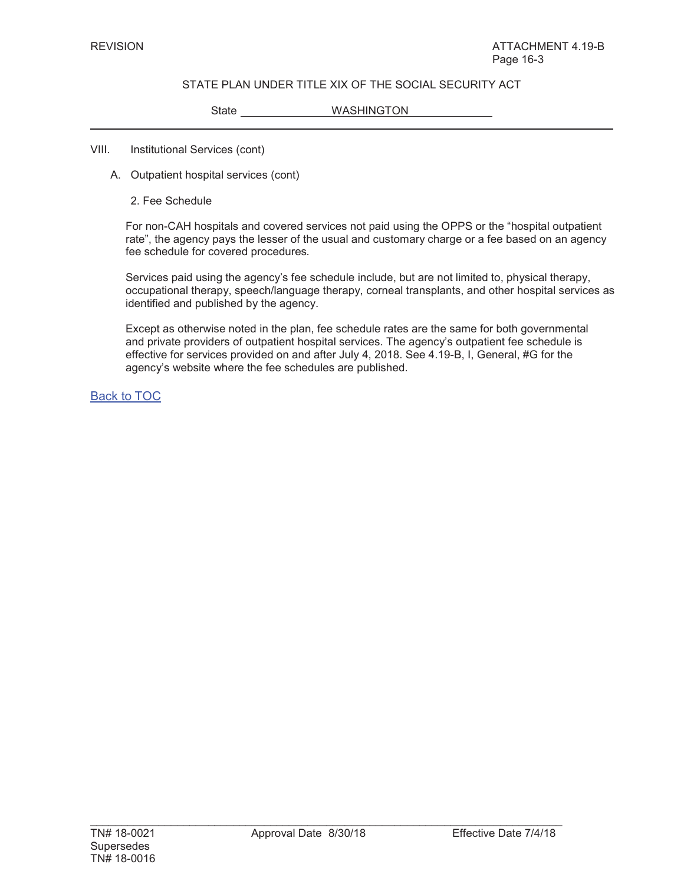REVISION

ATTACHMENT 4.19-B
Page 16-3

STATE PLAN UNDER TITLE XIX OF THE SOCIAL SECURITY ACT

State WASHINGTON

VIII. Institutional Services (cont)

A. Outpatient hospital services (cont)

2. Fee Schedule

For non-CAH hospitals and covered services not paid using the OPPS or the "hospital outpatient rate", the agency pays the lesser of the usual and customary charge or a fee based on an agency fee schedule for covered procedures.

Services paid using the agency's fee schedule include, but are not limited to, physical therapy, occupational therapy, speech/language therapy, corneal transplants, and other hospital services as identified and published by the agency.

Except as otherwise noted in the plan, fee schedule rates are the same for both governmental and private providers of outpatient hospital services. The agency's outpatient fee schedule is effective for services provided on and after July 4, 2018. See 4.19-B, I, General, #G for the agency's website where the fee schedules are published.

Back to TOC

TN# 18-0021 Approval Date 8/30/18 Effective Date 7/4/18
Supersedes
TN# 18-0016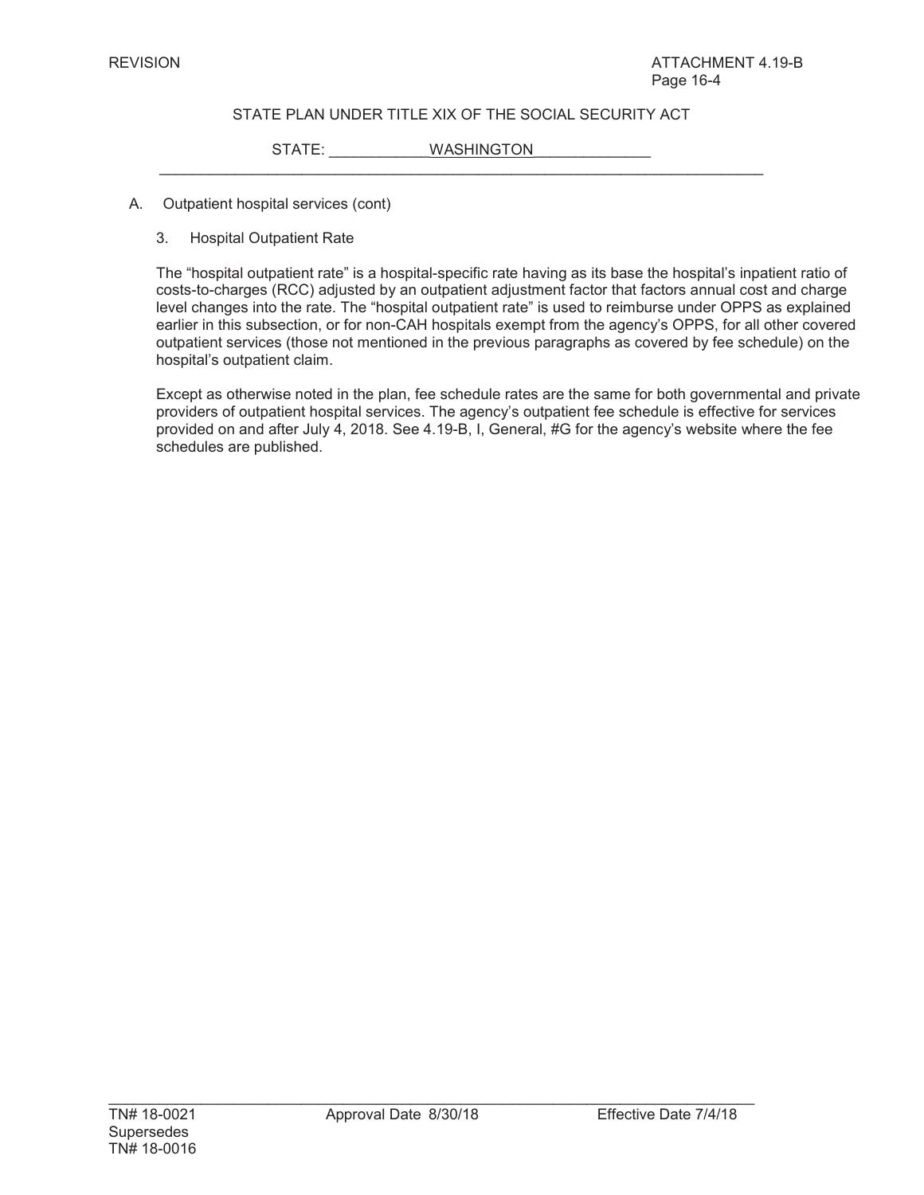STATE PLAN UNDER TITLE XIX OF THE SOCIAL SECURITY ACT

STATE: WASHINGTON

A. Outpatient hospital services (cont)

3. Hospital Outpatient Rate

The "hospital outpatient rate" is a hospital-specific rate having as its base the hospital's inpatient ratio of costs-to-charges (RCC) adjusted by an outpatient adjustment factor that factors annual cost and charge level changes into the rate. The "hospital outpatient rate" is used to reimburse under OPPS as explained earlier in this subsection, or for non-CAH hospitals exempt from the agency's OPPS, for all other covered outpatient services (those not mentioned in the previous paragraphs as covered by fee schedule) on the hospital's outpatient claim.

Except as otherwise noted in the plan, fee schedule rates are the same for both governmental and private providers of outpatient hospital services. The agency's outpatient fee schedule is effective for services provided on and after July 4, 2018. See 4.19-B, I, General, #G for the agency's website where the fee schedules are published.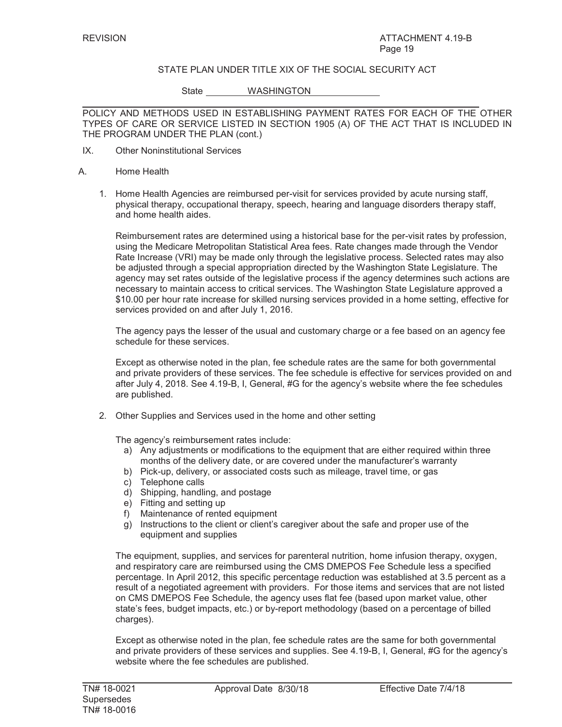STATE PLAN UNDER TITLE XIX OF THE SOCIAL SECURITY ACT

State WASHINGTON

POLICY AND METHODS USED IN ESTABLISHING PAYMENT RATES FOR EACH OF THE OTHER TYPES OF CARE OR SERVICE LISTED IN SECTION 1905 (A) OF THE ACT THAT IS INCLUDED IN THE PROGRAM UNDER THE PLAN (cont.)

IX. Other Noninstitutional Services

A. Home Health

1. Home Health Agencies are reimbursed per-visit for services provided by acute nursing staff, physical therapy, occupational therapy, speech, hearing and language disorders therapy staff, and home health aides.

   Reimbursement rates are determined using a historical base for the per-visit rates by profession, using the Medicare Metropolitan Statistical Area fees. Rate changes made through the Vendor Rate Increase (VRI) may be made only through the legislative process. Selected rates may also be adjusted through a special appropriation directed by the Washington State Legislature. The agency may set rates outside of the legislative process if the agency determines such actions are necessary to maintain access to critical services. The Washington State Legislature approved a $10.00 per hour rate increase for skilled nursing services provided in a home setting, effective for services provided on and after July 1, 2016.

   The agency pays the lesser of the usual and customary charge or a fee based on an agency fee schedule for these services.

   Except as otherwise noted in the plan, fee schedule rates are the same for both governmental and private providers of these services. The fee schedule is effective for services provided on and after July 4, 2018. See 4.19-B, I, General, #G for the agency's website where the fee schedules are published.

2. Other Supplies and Services used in the home and other setting

   The agency's reimbursement rates include:

   a) Any adjustments or modifications to the equipment that are either required within three months of the delivery date, or are covered under the manufacturer's warranty
   b) Pick-up, delivery, or associated costs such as mileage, travel time, or gas
   c) Telephone calls
   d) Shipping, handling, and postage
   e) Fitting and setting up
   f) Maintenance of rented equipment
   g) Instructions to the client or client's caregiver about the safe and proper use of the equipment and supplies

   The equipment, supplies, and services for parenteral nutrition, home infusion therapy, oxygen, and respiratory care are reimbursed using the CMS DMEPOS Fee Schedule less a specified percentage. In April 2012, this specific percentage reduction was established at 3.5 percent as a result of a negotiated agreement with providers. For those items and services that are not listed on CMS DMEPOS Fee Schedule, the agency uses flat fee (based upon market value, other state's fees, budget impacts, etc.) or by-report methodology (based on a percentage of billed charges).

   Except as otherwise noted in the plan, fee schedule rates are the same for both governmental and private providers of these services and supplies. See 4.19-B, I, General, #G for the agency's website where the fee schedules are published.

TN# 18-0021 Supersedes TN# 18-0016 | Approval Date 8/30/18 | Effective Date 7/4/18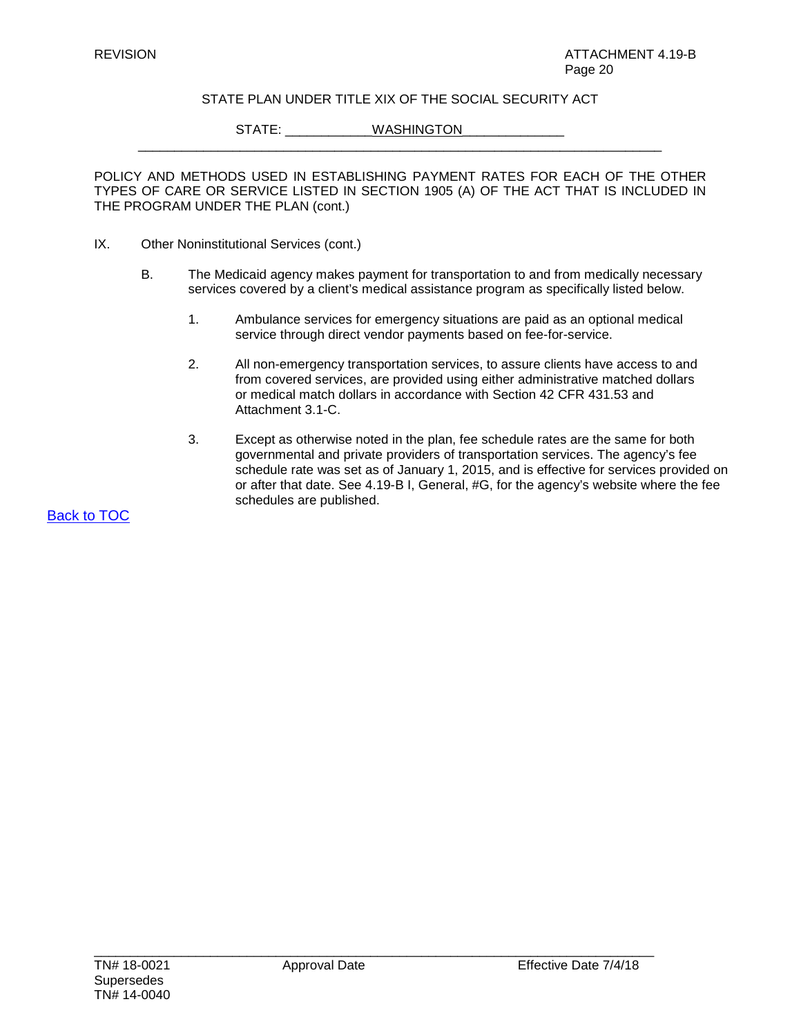STATE PLAN UNDER TITLE XIX OF THE SOCIAL SECURITY ACT

STATE: WASHINGTON

POLICY AND METHODS USED IN ESTABLISHING PAYMENT RATES FOR EACH OF THE OTHER TYPES OF CARE OR SERVICE LISTED IN SECTION 1905 (A) OF THE ACT THAT IS INCLUDED IN THE PROGRAM UNDER THE PLAN (cont.)

IX. Other Noninstitutional Services (cont.)

B. The Medicaid agency makes payment for transportation to and from medically necessary services covered by a client's medical assistance program as specifically listed below.

1. Ambulance services for emergency situations are paid as an optional medical service through direct vendor payments based on fee-for-service.

2. All non-emergency transportation services, to assure clients have access to and from covered services, are provided using either administrative matched dollars or medical match dollars in accordance with Section 42 CFR 431.53 and Attachment 3.1-C.

3. Except as otherwise noted in the plan, fee schedule rates are the same for both governmental and private providers of transportation services. The agency's fee schedule rate was set as of January 1, 2015, and is effective for services provided on or after that date. See 4.19-B I, General, #G, for the agency's website where the fee schedules are published.

Back to TOC

TN# 18-0021 Supersedes TN# 14-0040 | Approval Date | Effective Date 7/4/18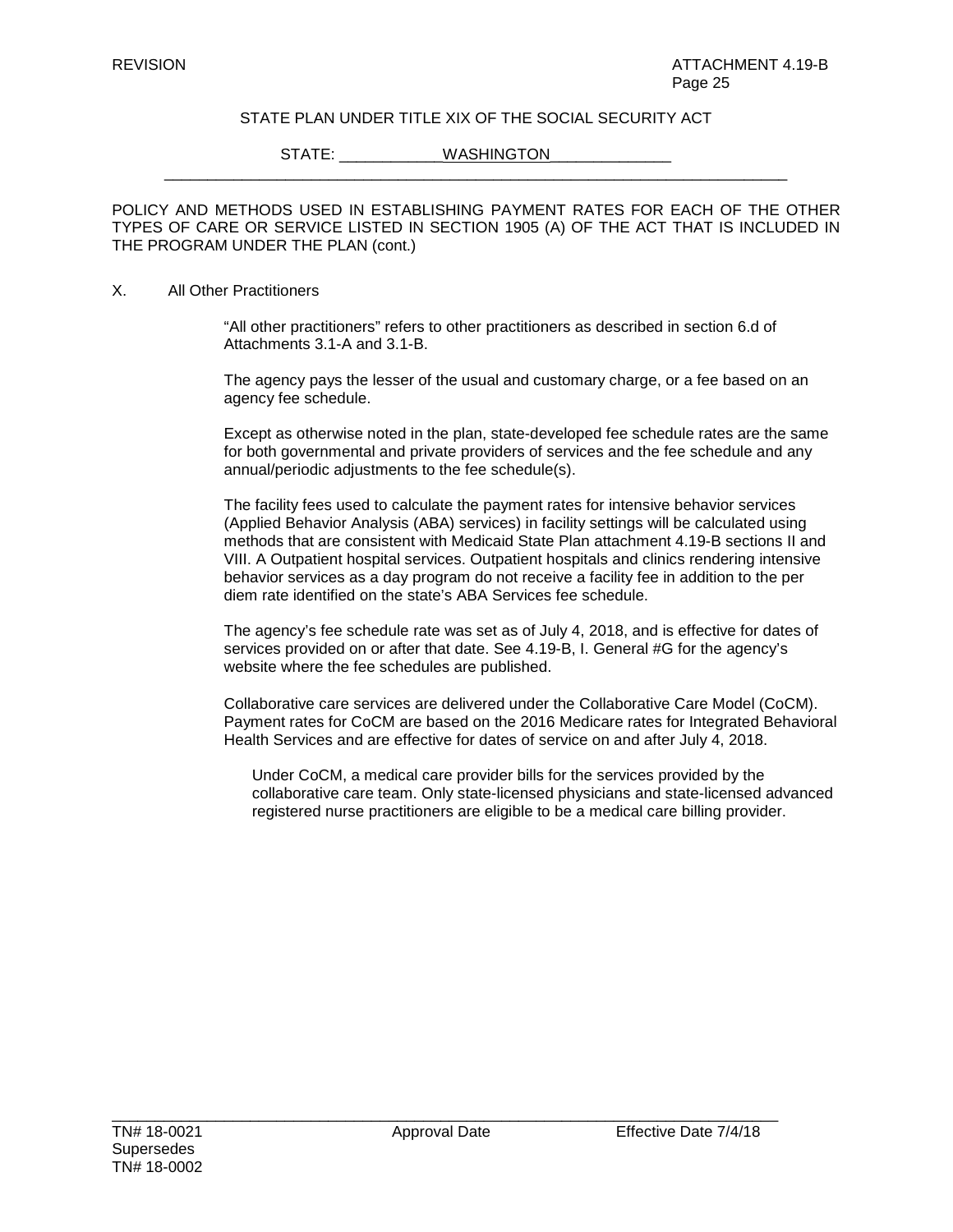STATE PLAN UNDER TITLE XIX OF THE SOCIAL SECURITY ACT

STATE: WASHINGTON

POLICY AND METHODS USED IN ESTABLISHING PAYMENT RATES FOR EACH OF THE OTHER TYPES OF CARE OR SERVICE LISTED IN SECTION 1905 (A) OF THE ACT THAT IS INCLUDED IN THE PROGRAM UNDER THE PLAN (cont.)

X. All Other Practitioners

"All other practitioners" refers to other practitioners as described in section 6.d of Attachments 3.1-A and 3.1-B.

The agency pays the lesser of the usual and customary charge, or a fee based on an agency fee schedule.

Except as otherwise noted in the plan, state-developed fee schedule rates are the same for both governmental and private providers of services and the fee schedule and any annual/periodic adjustments to the fee schedule(s).

The facility fees used to calculate the payment rates for intensive behavior services (Applied Behavior Analysis (ABA) services) in facility settings will be calculated using methods that are consistent with Medicaid State Plan attachment 4.19-B sections II and VIII. A Outpatient hospital services. Outpatient hospitals and clinics rendering intensive behavior services as a day program do not receive a facility fee in addition to the per diem rate identified on the state's ABA Services fee schedule.

The agency's fee schedule rate was set as of July 4, 2018, and is effective for dates of services provided on or after that date. See 4.19-B, I. General #G for the agency's website where the fee schedules are published.

Collaborative care services are delivered under the Collaborative Care Model (CoCM). Payment rates for CoCM are based on the 2016 Medicare rates for Integrated Behavioral Health Services and are effective for dates of service on and after July 4, 2018.

Under CoCM, a medical care provider bills for the services provided by the collaborative care team. Only state-licensed physicians and state-licensed advanced registered nurse practitioners are eligible to be a medical care billing provider.

TN# 18-0021 Approval Date Effective Date 7/4/18
Supersedes
TN# 18-0002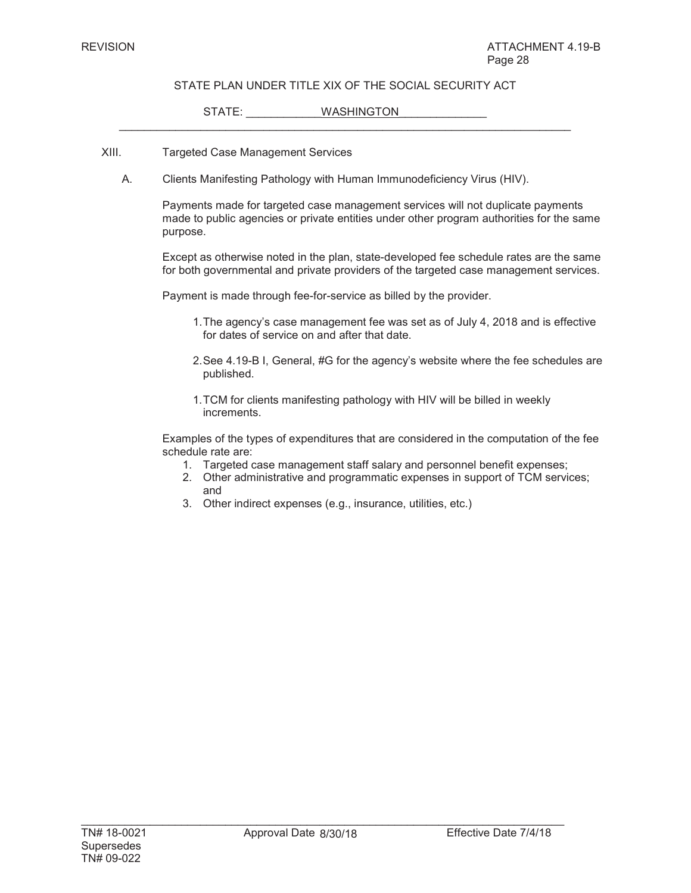REVISION ATTACHMENT 4.19-B

STATE PLAN UNDER TITLE XIX OF THE SOCIAL SECURITY ACT

STATE: WASHINGTON

XIII. Targeted Case Management Services

A. Clients Manifesting Pathology with Human Immunodeficiency Virus (HIV).

Payments made for targeted case management services will not duplicate payments made to public agencies or private entities under other program authorities for the same purpose.

Except as otherwise noted in the plan, state-developed fee schedule rates are the same for both governmental and private providers of the targeted case management services.

Payment is made through fee-for-service as billed by the provider.

1. The agency's case management fee was set as of July 4, 2018 and is effective for dates of service on and after that date.

2. See 4.19-B I, General, #G for the agency's website where the fee schedules are published.

1. TCM for clients manifesting pathology with HIV will be billed in weekly increments.

Examples of the types of expenditures that are considered in the computation of the fee schedule rate are:

1. Targeted case management staff salary and personnel benefit expenses;
2. Other administrative and programmatic expenses in support of TCM services; and
3. Other indirect expenses (e.g., insurance, utilities, etc.)

TN# 18-0021 Approval Date 8/30/18 Effective Date 7/4/18
Supersedes
TN# 09-022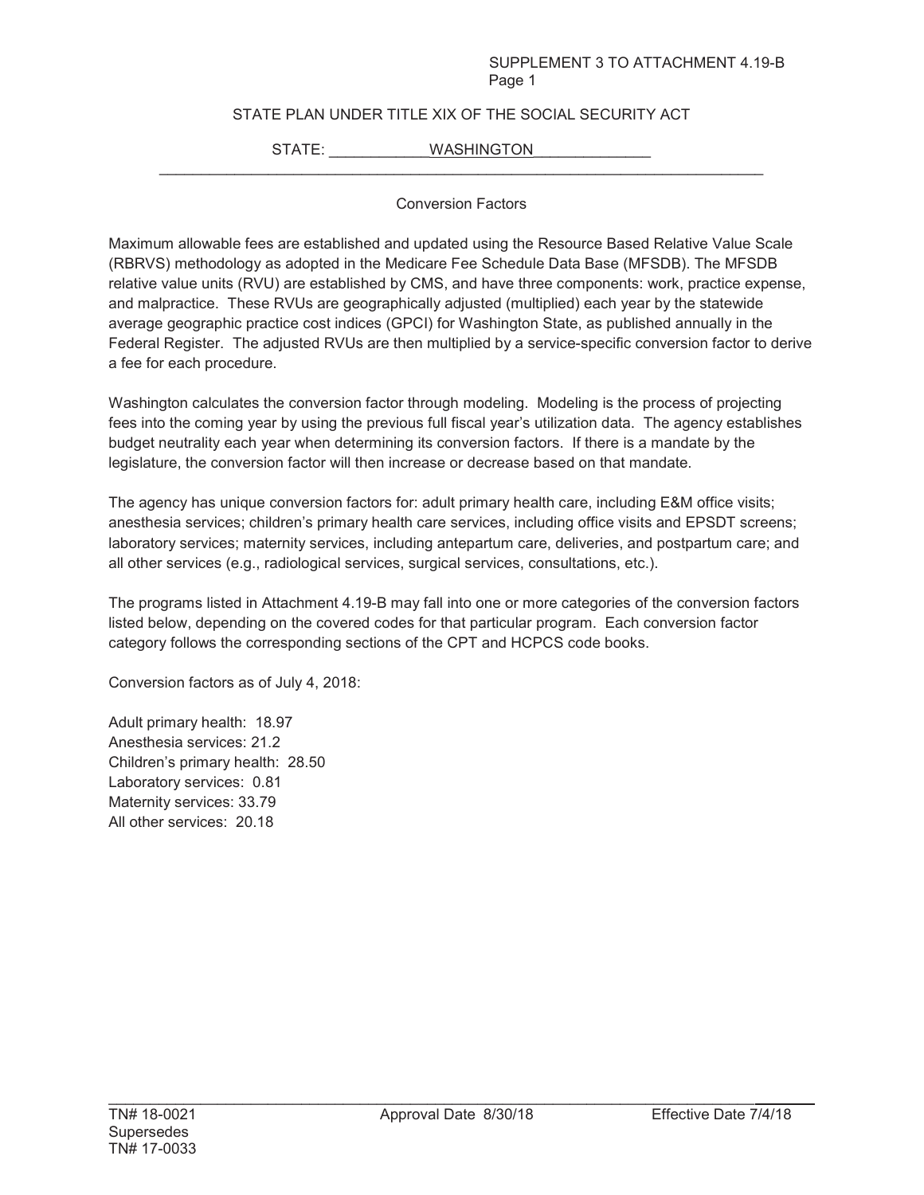SUPPLEMENT 3 TO ATTACHMENT 4.19-B
Page 1

STATE PLAN UNDER TITLE XIX OF THE SOCIAL SECURITY ACT

STATE: WASHINGTON

## Conversion Factors

Maximum allowable fees are established and updated using the Resource Based Relative Value Scale (RBRVS) methodology as adopted in the Medicare Fee Schedule Data Base (MFSDB). The MFSDB relative value units (RVU) are established by CMS, and have three components: work, practice expense, and malpractice. These RVUs are geographically adjusted (multiplied) each year by the statewide average geographic practice cost indices (GPCI) for Washington State, as published annually in the Federal Register. The adjusted RVUs are then multiplied by a service-specific conversion factor to derive a fee for each procedure.

Washington calculates the conversion factor through modeling. Modeling is the process of projecting fees into the coming year by using the previous full fiscal year's utilization data. The agency establishes budget neutrality each year when determining its conversion factors. If there is a mandate by the legislature, the conversion factor will then increase or decrease based on that mandate.

The agency has unique conversion factors for: adult primary health care, including E&M office visits; anesthesia services; children's primary health care services, including office visits and EPSDT screens; laboratory services; maternity services, including antepartum care, deliveries, and postpartum care; and all other services (e.g., radiological services, surgical services, consultations, etc.).

The programs listed in Attachment 4.19-B may fall into one or more categories of the conversion factors listed below, depending on the covered codes for that particular program. Each conversion factor category follows the corresponding sections of the CPT and HCPCS code books.

Conversion factors as of July 4, 2018:

Adult primary health: 18.97
Anesthesia services: 21.2
Children's primary health: 28.50
Laboratory services: 0.81
Maternity services: 33.79
All other services: 20.18

TN# 18-0021 Approval Date 8/30/18 Effective Date 7/4/18
Supersedes
TN# 17-0033